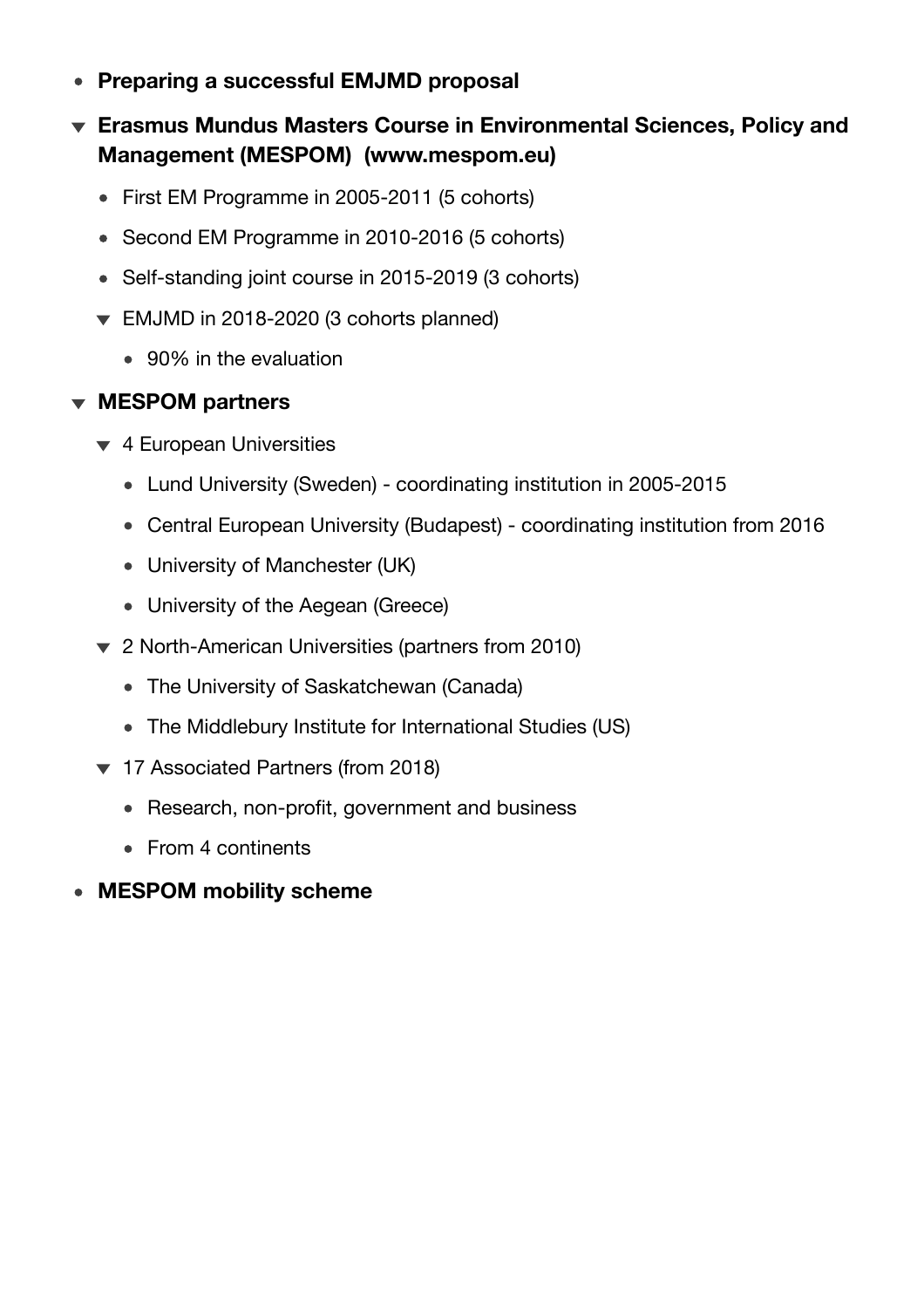- **Preparing a successful EMJMD proposal**
- **Erasmus Mundus Masters Course in Environmental Sciences, Policy and Management (MESPOM) (www.mespom.eu)**
  - First EM Programme in 2005-2011 (5 cohorts)
  - Second EM Programme in 2010-2016 (5 cohorts)
  - Self-standing joint course in 2015-2019 (3 cohorts)
  - EMJMD in 2018-2020 (3 cohorts planned)
    - 90% in the evaluation
- **MESPOM partners**
  - 4 European Universities
    - Lund University (Sweden) - coordinating institution in 2005-2015
    - Central European University (Budapest) - coordinating institution from 2016
    - University of Manchester (UK)
    - University of the Aegean (Greece)
  - 2 North-American Universities (partners from 2010)
    - The University of Saskatchewan (Canada)
    - The Middlebury Institute for International Studies (US)
  - 17 Associated Partners (from 2018)
    - Research, non-profit, government and business
    - From 4 continents
- **MESPOM mobility scheme**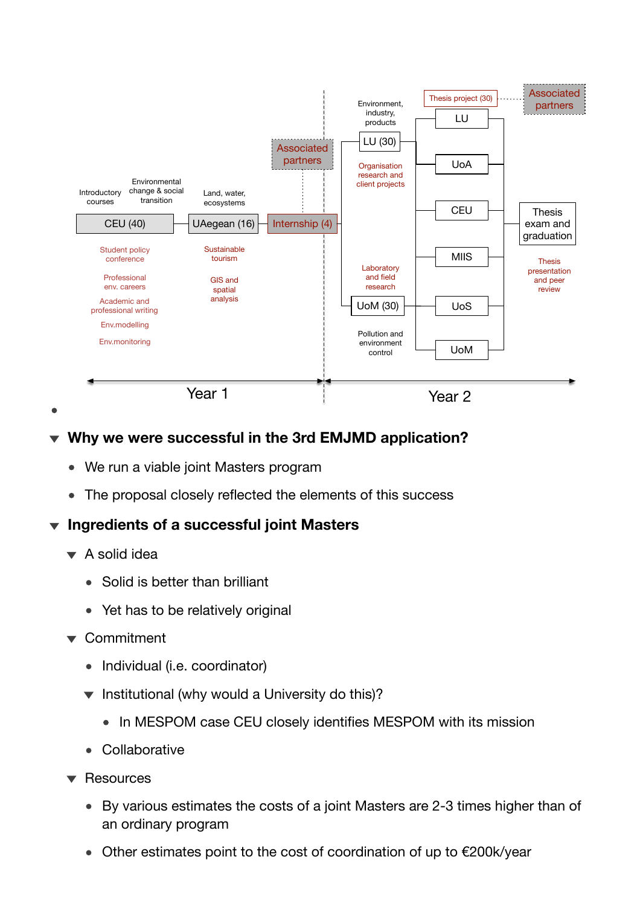Introductory courses — CEU (40)
- Student policy conference
- Professional env. careers
- Academic and professional writing
- Env.modelling
- Env.monitoring

Environmental change & social transition

Land, water, ecosystems — UAegean (16)
- Sustainable tourism
- GIS and spatial analysis

Associated partners — Internship (4)

Year 1

Environment, industry, products — LU (30)
- Organisation research and client projects

Laboratory and field research — UoM (30)
- Pollution and environment control

Thesis project (30) — Associated partners

LU, UoA, CEU, MIIS, UoS, UoM

Thesis exam and graduation
- Thesis presentation and peer review

Year 2

- **Why we were successful in the 3rd EMJMD application?**
  - We run a viable joint Masters program
  - The proposal closely reflected the elements of this success
- **Ingredients of a successful joint Masters**
  - A solid idea
    - Solid is better than brilliant
    - Yet has to be relatively original
  - Commitment
    - Individual (i.e. coordinator)
    - Institutional (why would a University do this)?
      - In MESPOM case CEU closely identifies MESPOM with its mission
    - Collaborative
  - Resources
    - By various estimates the costs of a joint Masters are 2-3 times higher than of an ordinary program
    - Other estimates point to the cost of coordination of up to €200k/year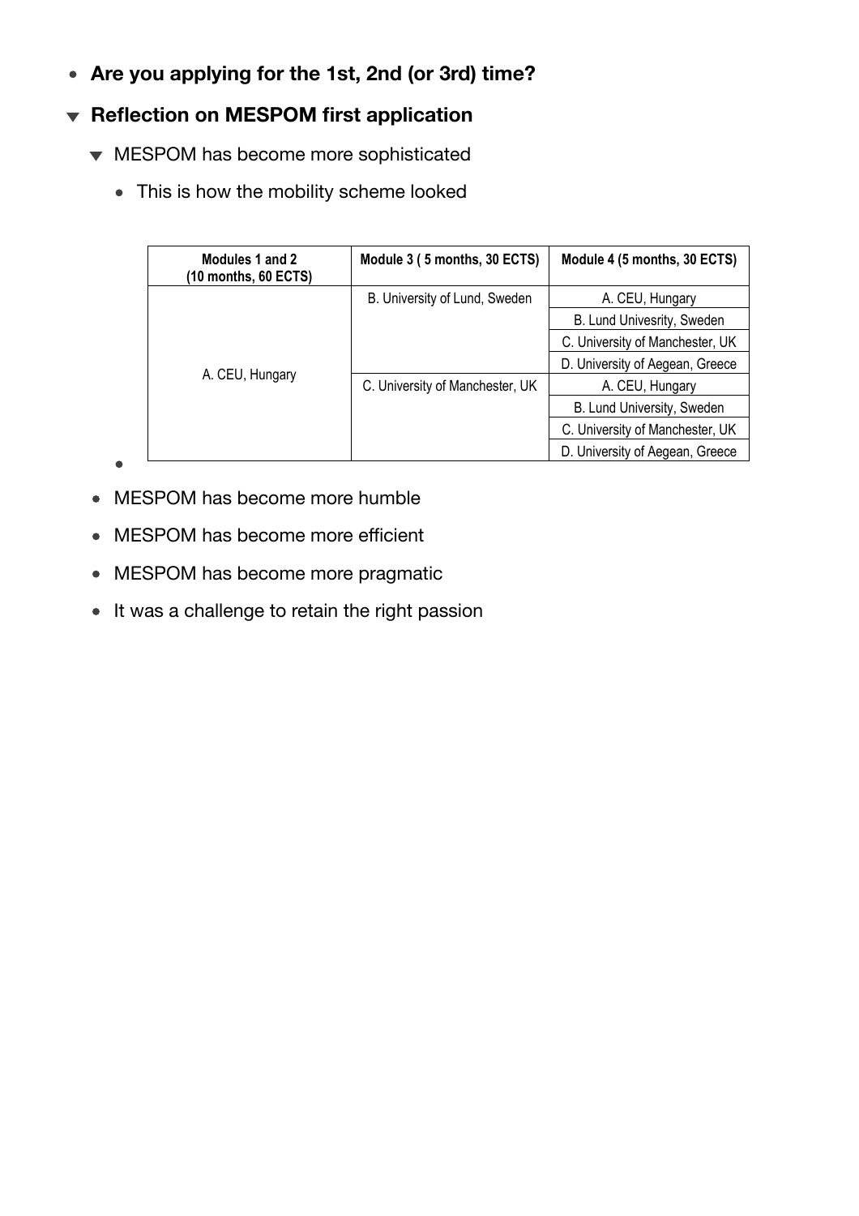- **Are you applying for the 1st, 2nd (or 3rd) time?**
- **Reflection on MESPOM first application**
  - MESPOM has become more sophisticated
    - This is how the mobility scheme looked

| Modules 1 and 2 (10 months, 60 ECTS) | Module 3 ( 5 months, 30 ECTS) | Module 4 (5 months, 30 ECTS) |
|---|---|---|
| A. CEU, Hungary | B. University of Lund, Sweden | A. CEU, Hungary |
| | | B. Lund Univesrity, Sweden |
| | | C. University of Manchester, UK |
| | | D. University of Aegean, Greece |
| | C. University of Manchester, UK | A. CEU, Hungary |
| | | B. Lund University, Sweden |
| | | C. University of Manchester, UK |
| | | D. University of Aegean, Greece |

  - MESPOM has become more humble
  - MESPOM has become more efficient
  - MESPOM has become more pragmatic
  - It was a challenge to retain the right passion